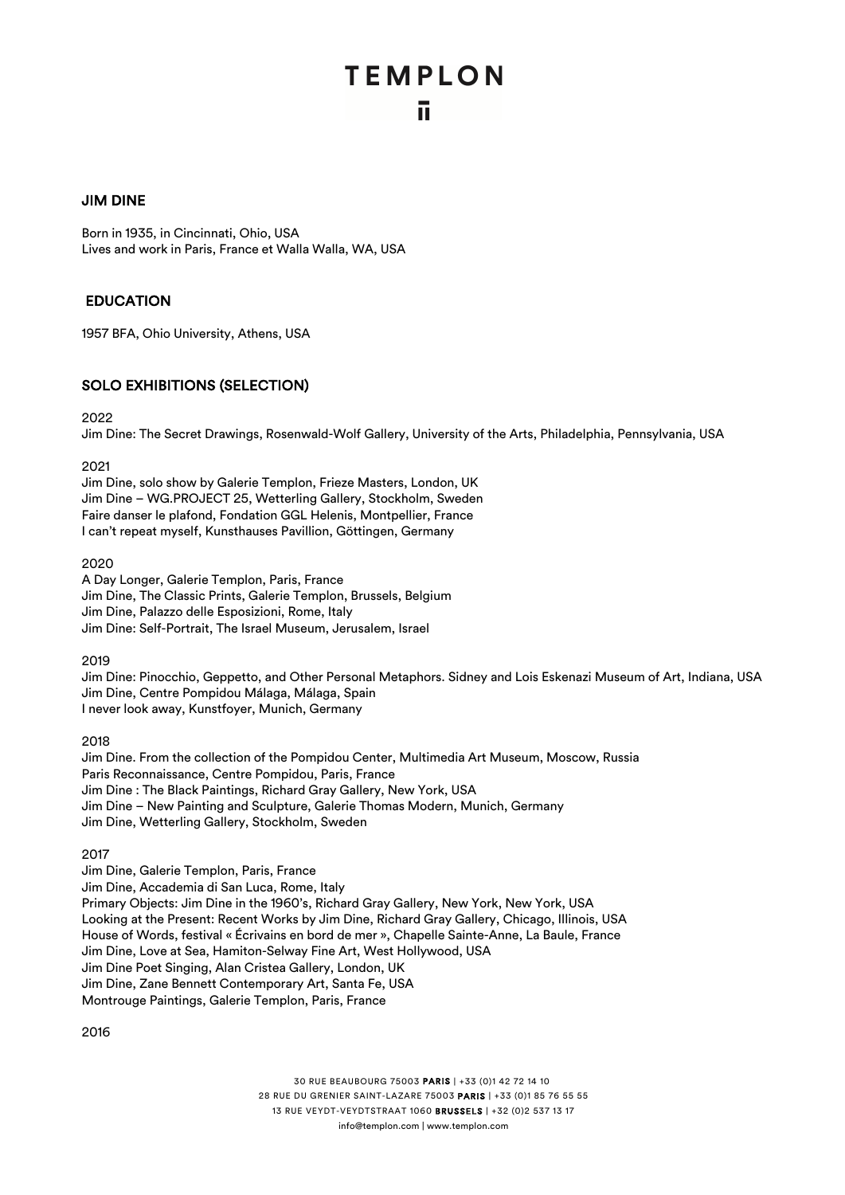## JIM DINE

Born in 1935, in Cincinnati, Ohio, USA
Lives and work in Paris, France et Walla Walla, WA, USA

## EDUCATION

1957 BFA, Ohio University, Athens, USA

## SOLO EXHIBITIONS (SELECTION)

2022
Jim Dine: The Secret Drawings, Rosenwald-Wolf Gallery, University of the Arts, Philadelphia, Pennsylvania, USA

2021
Jim Dine, solo show by Galerie Templon, Frieze Masters, London, UK
Jim Dine – WG.PROJECT 25, Wetterling Gallery, Stockholm, Sweden
Faire danser le plafond, Fondation GGL Helenis, Montpellier, France
I can't repeat myself, Kunsthauses Pavillion, Göttingen, Germany

2020
A Day Longer, Galerie Templon, Paris, France
Jim Dine, The Classic Prints, Galerie Templon, Brussels, Belgium
Jim Dine, Palazzo delle Esposizioni, Rome, Italy
Jim Dine: Self-Portrait, The Israel Museum, Jerusalem, Israel

2019
Jim Dine: Pinocchio, Geppetto, and Other Personal Metaphors. Sidney and Lois Eskenazi Museum of Art, Indiana, USA
Jim Dine, Centre Pompidou Málaga, Málaga, Spain
I never look away, Kunstfoyer, Munich, Germany

2018
Jim Dine. From the collection of the Pompidou Center, Multimedia Art Museum, Moscow, Russia
Paris Reconnaissance, Centre Pompidou, Paris, France
Jim Dine : The Black Paintings, Richard Gray Gallery, New York, USA
Jim Dine – New Painting and Sculpture, Galerie Thomas Modern, Munich, Germany
Jim Dine, Wetterling Gallery, Stockholm, Sweden

2017
Jim Dine, Galerie Templon, Paris, France
Jim Dine, Accademia di San Luca, Rome, Italy
Primary Objects: Jim Dine in the 1960's, Richard Gray Gallery, New York, New York, USA
Looking at the Present: Recent Works by Jim Dine, Richard Gray Gallery, Chicago, Illinois, USA
House of Words, festival « Écrivains en bord de mer », Chapelle Sainte-Anne, La Baule, France
Jim Dine, Love at Sea, Hamiton-Selway Fine Art, West Hollywood, USA
Jim Dine Poet Singing, Alan Cristea Gallery, London, UK
Jim Dine, Zane Bennett Contemporary Art, Santa Fe, USA
Montrouge Paintings, Galerie Templon, Paris, France

2016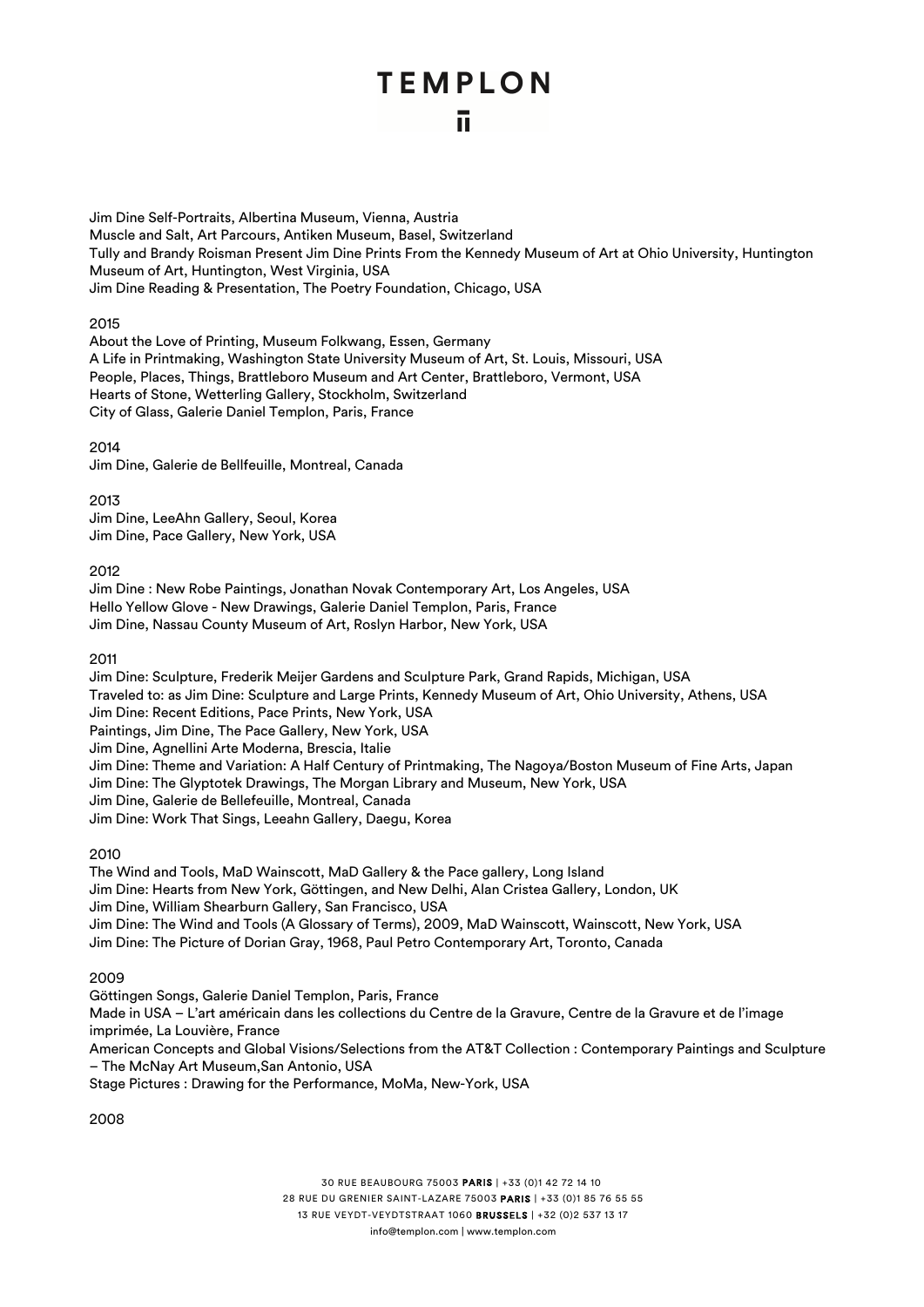Jim Dine Self-Portraits, Albertina Museum, Vienna, Austria
Muscle and Salt, Art Parcours, Antiken Museum, Basel, Switzerland
Tully and Brandy Roisman Present Jim Dine Prints From the Kennedy Museum of Art at Ohio University, Huntington Museum of Art, Huntington, West Virginia, USA
Jim Dine Reading & Presentation, The Poetry Foundation, Chicago, USA

2015
About the Love of Printing, Museum Folkwang, Essen, Germany
A Life in Printmaking, Washington State University Museum of Art, St. Louis, Missouri, USA
People, Places, Things, Brattleboro Museum and Art Center, Brattleboro, Vermont, USA
Hearts of Stone, Wetterling Gallery, Stockholm, Switzerland
City of Glass, Galerie Daniel Templon, Paris, France

2014
Jim Dine, Galerie de Bellfeuille, Montreal, Canada

2013
Jim Dine, LeeAhn Gallery, Seoul, Korea
Jim Dine, Pace Gallery, New York, USA

2012
Jim Dine : New Robe Paintings, Jonathan Novak Contemporary Art, Los Angeles, USA
Hello Yellow Glove - New Drawings, Galerie Daniel Templon, Paris, France
Jim Dine, Nassau County Museum of Art, Roslyn Harbor, New York, USA

2011
Jim Dine: Sculpture, Frederik Meijer Gardens and Sculpture Park, Grand Rapids, Michigan, USA
Traveled to: as Jim Dine: Sculpture and Large Prints, Kennedy Museum of Art, Ohio University, Athens, USA
Jim Dine: Recent Editions, Pace Prints, New York, USA
Paintings, Jim Dine, The Pace Gallery, New York, USA
Jim Dine, Agnellini Arte Moderna, Brescia, Italie
Jim Dine: Theme and Variation: A Half Century of Printmaking, The Nagoya/Boston Museum of Fine Arts, Japan
Jim Dine: The Glyptotek Drawings, The Morgan Library and Museum, New York, USA
Jim Dine, Galerie de Bellefeuille, Montreal, Canada
Jim Dine: Work That Sings, Leeahn Gallery, Daegu, Korea

2010
The Wind and Tools, MaD Wainscott, MaD Gallery & the Pace gallery, Long Island
Jim Dine: Hearts from New York, Göttingen, and New Delhi, Alan Cristea Gallery, London, UK
Jim Dine, William Shearburn Gallery, San Francisco, USA
Jim Dine: The Wind and Tools (A Glossary of Terms), 2009, MaD Wainscott, Wainscott, New York, USA
Jim Dine: The Picture of Dorian Gray, 1968, Paul Petro Contemporary Art, Toronto, Canada

2009
Göttingen Songs, Galerie Daniel Templon, Paris, France
Made in USA – L'art américain dans les collections du Centre de la Gravure, Centre de la Gravure et de l'image imprimée, La Louvière, France
American Concepts and Global Visions/Selections from the AT&T Collection : Contemporary Paintings and Sculpture – The McNay Art Museum,San Antonio, USA
Stage Pictures : Drawing for the Performance, MoMa, New-York, USA

2008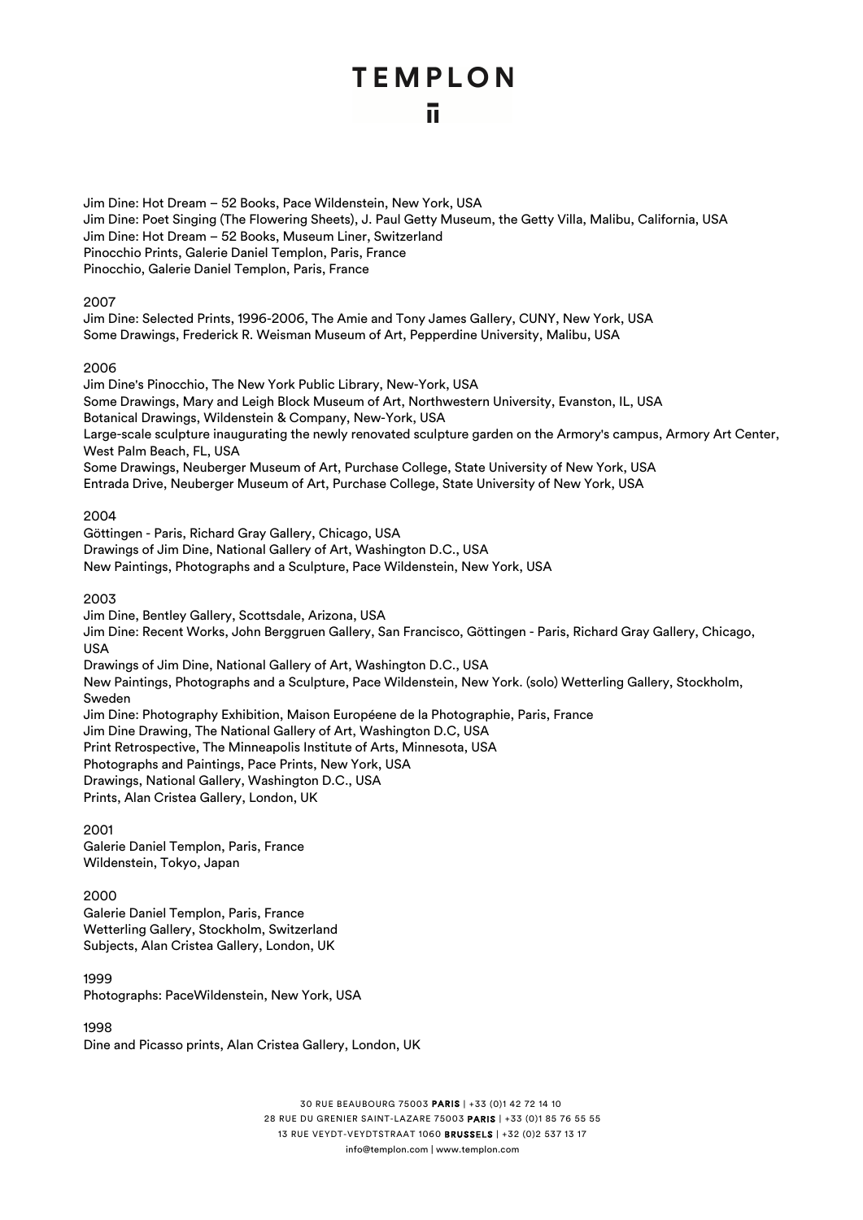Jim Dine: Hot Dream – 52 Books, Pace Wildenstein, New York, USA
Jim Dine: Poet Singing (The Flowering Sheets), J. Paul Getty Museum, the Getty Villa, Malibu, California, USA
Jim Dine: Hot Dream – 52 Books, Museum Liner, Switzerland
Pinocchio Prints, Galerie Daniel Templon, Paris, France
Pinocchio, Galerie Daniel Templon, Paris, France

2007
Jim Dine: Selected Prints, 1996-2006, The Amie and Tony James Gallery, CUNY, New York, USA
Some Drawings, Frederick R. Weisman Museum of Art, Pepperdine University, Malibu, USA

2006
Jim Dine's Pinocchio, The New York Public Library, New-York, USA
Some Drawings, Mary and Leigh Block Museum of Art, Northwestern University, Evanston, IL, USA
Botanical Drawings, Wildenstein & Company, New-York, USA
Large-scale sculpture inaugurating the newly renovated sculpture garden on the Armory's campus, Armory Art Center, West Palm Beach, FL, USA
Some Drawings, Neuberger Museum of Art, Purchase College, State University of New York, USA
Entrada Drive, Neuberger Museum of Art, Purchase College, State University of New York, USA

2004
Göttingen - Paris, Richard Gray Gallery, Chicago, USA
Drawings of Jim Dine, National Gallery of Art, Washington D.C., USA
New Paintings, Photographs and a Sculpture, Pace Wildenstein, New York, USA

2003
Jim Dine, Bentley Gallery, Scottsdale, Arizona, USA
Jim Dine: Recent Works, John Berggruen Gallery, San Francisco, Göttingen - Paris, Richard Gray Gallery, Chicago, USA
Drawings of Jim Dine, National Gallery of Art, Washington D.C., USA
New Paintings, Photographs and a Sculpture, Pace Wildenstein, New York. (solo) Wetterling Gallery, Stockholm, Sweden
Jim Dine: Photography Exhibition, Maison Européene de la Photographie, Paris, France
Jim Dine Drawing, The National Gallery of Art, Washington D.C, USA
Print Retrospective, The Minneapolis Institute of Arts, Minnesota, USA
Photographs and Paintings, Pace Prints, New York, USA
Drawings, National Gallery, Washington D.C., USA
Prints, Alan Cristea Gallery, London, UK

2001
Galerie Daniel Templon, Paris, France
Wildenstein, Tokyo, Japan

2000
Galerie Daniel Templon, Paris, France
Wetterling Gallery, Stockholm, Switzerland
Subjects, Alan Cristea Gallery, London, UK

1999
Photographs: PaceWildenstein, New York, USA

1998
Dine and Picasso prints, Alan Cristea Gallery, London, UK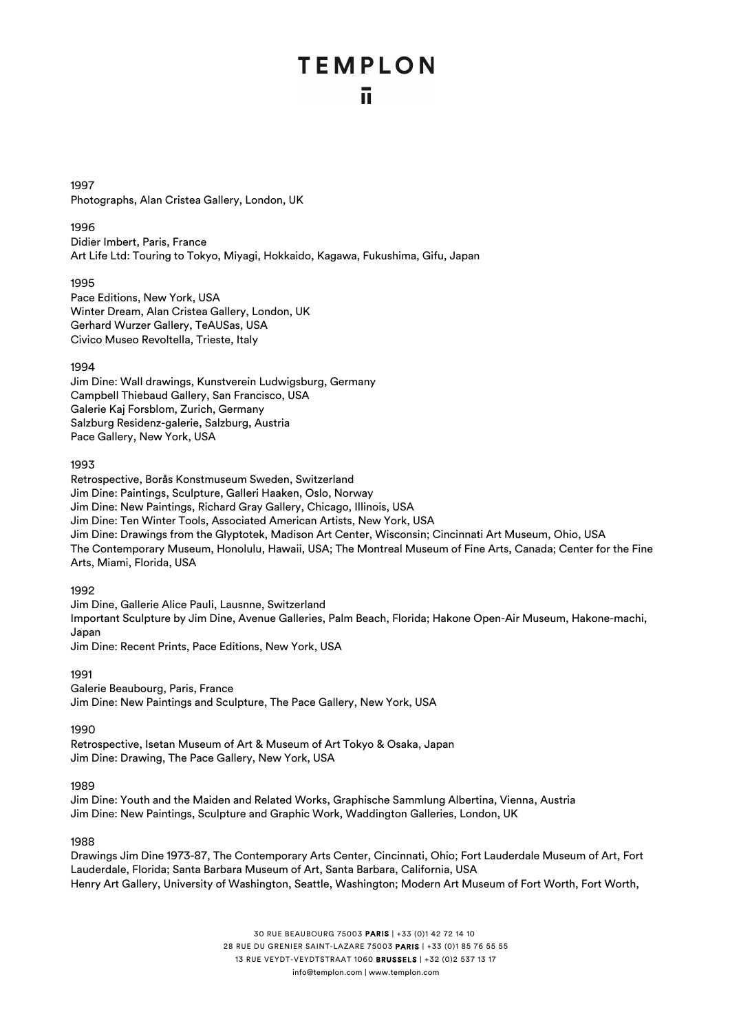1997
Photographs, Alan Cristea Gallery, London, UK

1996
Didier Imbert, Paris, France
Art Life Ltd: Touring to Tokyo, Miyagi, Hokkaido, Kagawa, Fukushima, Gifu, Japan

1995
Pace Editions, New York, USA
Winter Dream, Alan Cristea Gallery, London, UK
Gerhard Wurzer Gallery, TeAUSas, USA
Civico Museo Revoltella, Trieste, Italy

1994
Jim Dine: Wall drawings, Kunstverein Ludwigsburg, Germany
Campbell Thiebaud Gallery, San Francisco, USA
Galerie Kaj Forsblom, Zurich, Germany
Salzburg Residenz-galerie, Salzburg, Austria
Pace Gallery, New York, USA

1993
Retrospective, Borås Konstmuseum Sweden, Switzerland
Jim Dine: Paintings, Sculpture, Galleri Haaken, Oslo, Norway
Jim Dine: New Paintings, Richard Gray Gallery, Chicago, Illinois, USA
Jim Dine: Ten Winter Tools, Associated American Artists, New York, USA
Jim Dine: Drawings from the Glyptotek, Madison Art Center, Wisconsin; Cincinnati Art Museum, Ohio, USA
The Contemporary Museum, Honolulu, Hawaii, USA; The Montreal Museum of Fine Arts, Canada; Center for the Fine Arts, Miami, Florida, USA

1992
Jim Dine, Gallerie Alice Pauli, Lausnne, Switzerland
Important Sculpture by Jim Dine, Avenue Galleries, Palm Beach, Florida; Hakone Open-Air Museum, Hakone-machi, Japan
Jim Dine: Recent Prints, Pace Editions, New York, USA

1991
Galerie Beaubourg, Paris, France
Jim Dine: New Paintings and Sculpture, The Pace Gallery, New York, USA

1990
Retrospective, Isetan Museum of Art & Museum of Art Tokyo & Osaka, Japan
Jim Dine: Drawing, The Pace Gallery, New York, USA

1989
Jim Dine: Youth and the Maiden and Related Works, Graphische Sammlung Albertina, Vienna, Austria
Jim Dine: New Paintings, Sculpture and Graphic Work, Waddington Galleries, London, UK

1988
Drawings Jim Dine 1973-87, The Contemporary Arts Center, Cincinnati, Ohio; Fort Lauderdale Museum of Art, Fort Lauderdale, Florida; Santa Barbara Museum of Art, Santa Barbara, California, USA
Henry Art Gallery, University of Washington, Seattle, Washington; Modern Art Museum of Fort Worth, Fort Worth,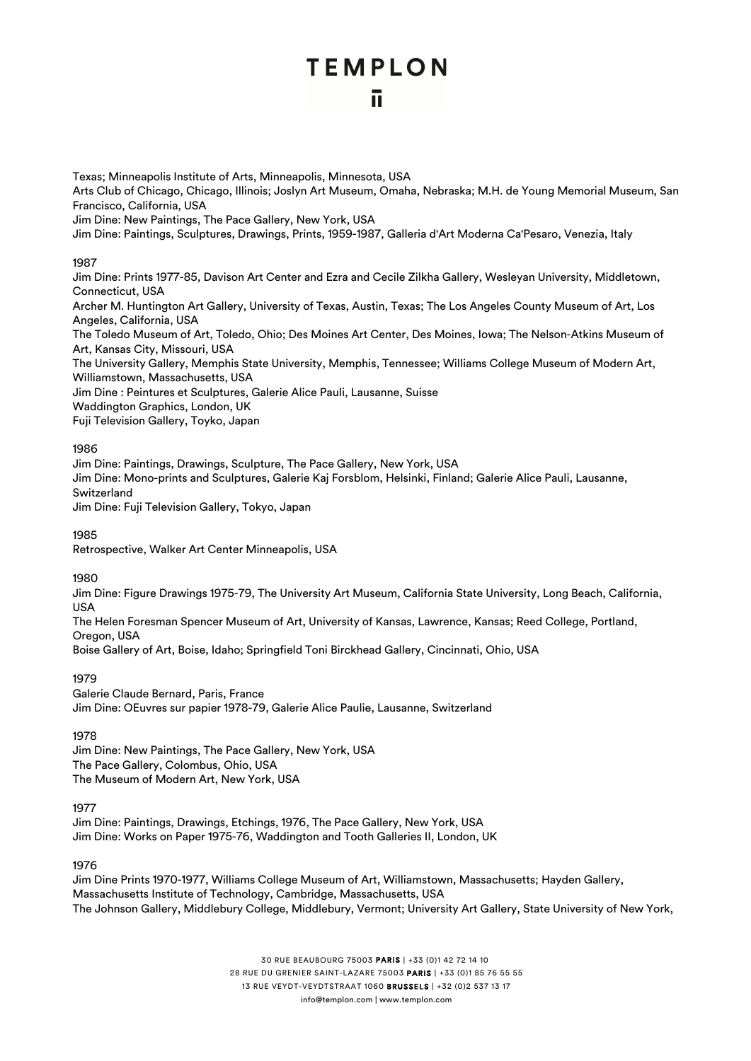Texas; Minneapolis Institute of Arts, Minneapolis, Minnesota, USA
Arts Club of Chicago, Chicago, Illinois; Joslyn Art Museum, Omaha, Nebraska; M.H. de Young Memorial Museum, San Francisco, California, USA
Jim Dine: New Paintings, The Pace Gallery, New York, USA
Jim Dine: Paintings, Sculptures, Drawings, Prints, 1959-1987, Galleria d'Art Moderna Ca'Pesaro, Venezia, Italy

1987
Jim Dine: Prints 1977-85, Davison Art Center and Ezra and Cecile Zilkha Gallery, Wesleyan University, Middletown, Connecticut, USA
Archer M. Huntington Art Gallery, University of Texas, Austin, Texas; The Los Angeles County Museum of Art, Los Angeles, California, USA
The Toledo Museum of Art, Toledo, Ohio; Des Moines Art Center, Des Moines, Iowa; The Nelson-Atkins Museum of Art, Kansas City, Missouri, USA
The University Gallery, Memphis State University, Memphis, Tennessee; Williams College Museum of Modern Art, Williamstown, Massachusetts, USA
Jim Dine : Peintures et Sculptures, Galerie Alice Pauli, Lausanne, Suisse
Waddington Graphics, London, UK
Fuji Television Gallery, Toyko, Japan

1986
Jim Dine: Paintings, Drawings, Sculpture, The Pace Gallery, New York, USA
Jim Dine: Mono-prints and Sculptures, Galerie Kaj Forsblom, Helsinki, Finland; Galerie Alice Pauli, Lausanne, Switzerland
Jim Dine: Fuji Television Gallery, Tokyo, Japan

1985
Retrospective, Walker Art Center Minneapolis, USA

1980
Jim Dine: Figure Drawings 1975-79, The University Art Museum, California State University, Long Beach, California, USA
The Helen Foresman Spencer Museum of Art, University of Kansas, Lawrence, Kansas; Reed College, Portland, Oregon, USA
Boise Gallery of Art, Boise, Idaho; Springfield Toni Birckhead Gallery, Cincinnati, Ohio, USA

1979
Galerie Claude Bernard, Paris, France
Jim Dine: OEuvres sur papier 1978-79, Galerie Alice Paulie, Lausanne, Switzerland

1978
Jim Dine: New Paintings, The Pace Gallery, New York, USA
The Pace Gallery, Colombus, Ohio, USA
The Museum of Modern Art, New York, USA

1977
Jim Dine: Paintings, Drawings, Etchings, 1976, The Pace Gallery, New York, USA
Jim Dine: Works on Paper 1975-76, Waddington and Tooth Galleries II, London, UK

1976
Jim Dine Prints 1970-1977, Williams College Museum of Art, Williamstown, Massachusetts; Hayden Gallery, Massachusetts Institute of Technology, Cambridge, Massachusetts, USA
The Johnson Gallery, Middlebury College, Middlebury, Vermont; University Art Gallery, State University of New York,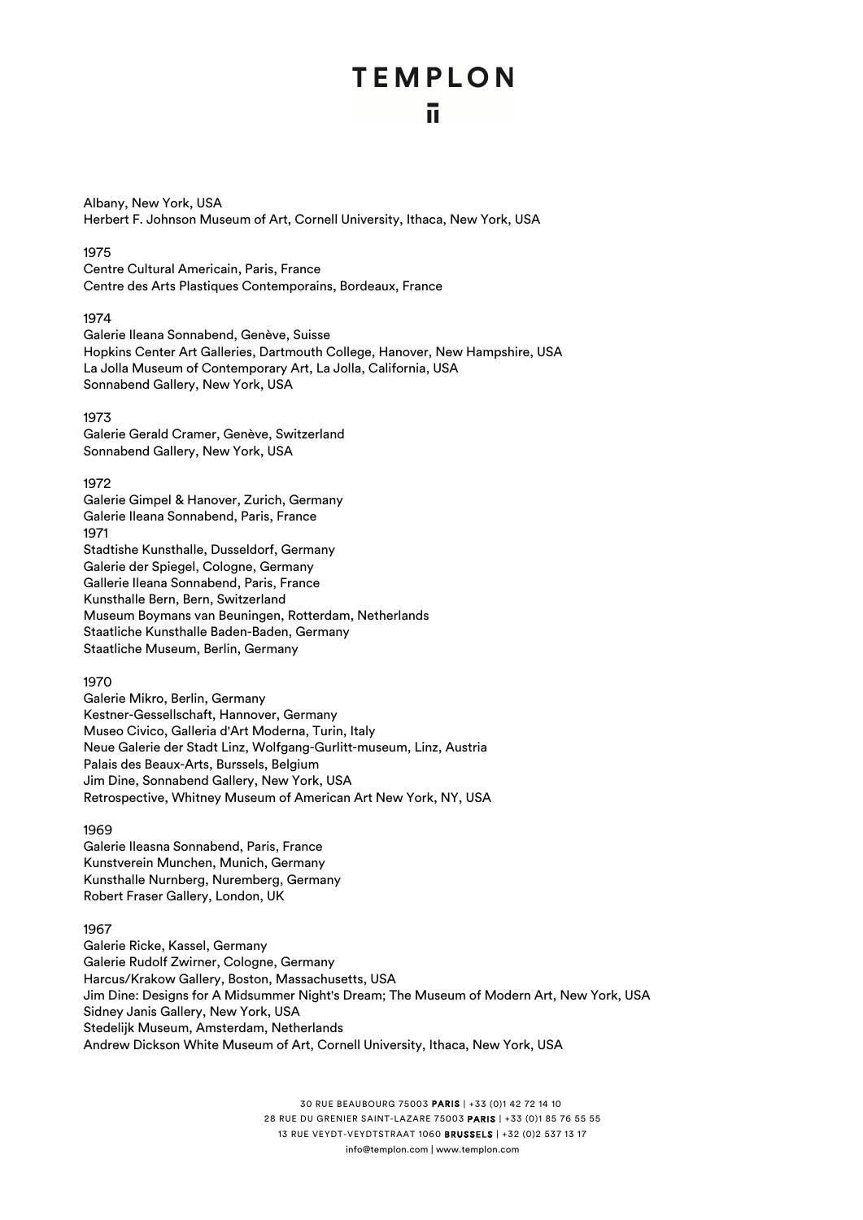Albany, New York, USA
Herbert F. Johnson Museum of Art, Cornell University, Ithaca, New York, USA

1975
Centre Cultural Americain, Paris, France
Centre des Arts Plastiques Contemporains, Bordeaux, France

1974
Galerie Ileana Sonnabend, Genève, Suisse
Hopkins Center Art Galleries, Dartmouth College, Hanover, New Hampshire, USA
La Jolla Museum of Contemporary Art, La Jolla, California, USA
Sonnabend Gallery, New York, USA

1973
Galerie Gerald Cramer, Genève, Switzerland
Sonnabend Gallery, New York, USA

1972
Galerie Gimpel & Hanover, Zurich, Germany
Galerie Ileana Sonnabend, Paris, France
1971
Stadtishe Kunsthalle, Dusseldorf, Germany
Galerie der Spiegel, Cologne, Germany
Gallerie Ileana Sonnabend, Paris, France
Kunsthalle Bern, Bern, Switzerland
Museum Boymans van Beuningen, Rotterdam, Netherlands
Staatliche Kunsthalle Baden-Baden, Germany
Staatliche Museum, Berlin, Germany

1970
Galerie Mikro, Berlin, Germany
Kestner-Gessellschaft, Hannover, Germany
Museo Civico, Galleria d'Art Moderna, Turin, Italy
Neue Galerie der Stadt Linz, Wolfgang-Gurlitt-museum, Linz, Austria
Palais des Beaux-Arts, Burssels, Belgium
Jim Dine, Sonnabend Gallery, New York, USA
Retrospective, Whitney Museum of American Art New York, NY, USA

1969
Galerie Ileasna Sonnabend, Paris, France
Kunstverein Munchen, Munich, Germany
Kunsthalle Nurnberg, Nuremberg, Germany
Robert Fraser Gallery, London, UK

1967
Galerie Ricke, Kassel, Germany
Galerie Rudolf Zwirner, Cologne, Germany
Harcus/Krakow Gallery, Boston, Massachusetts, USA
Jim Dine: Designs for A Midsummer Night's Dream; The Museum of Modern Art, New York, USA
Sidney Janis Gallery, New York, USA
Stedelijk Museum, Amsterdam, Netherlands
Andrew Dickson White Museum of Art, Cornell University, Ithaca, New York, USA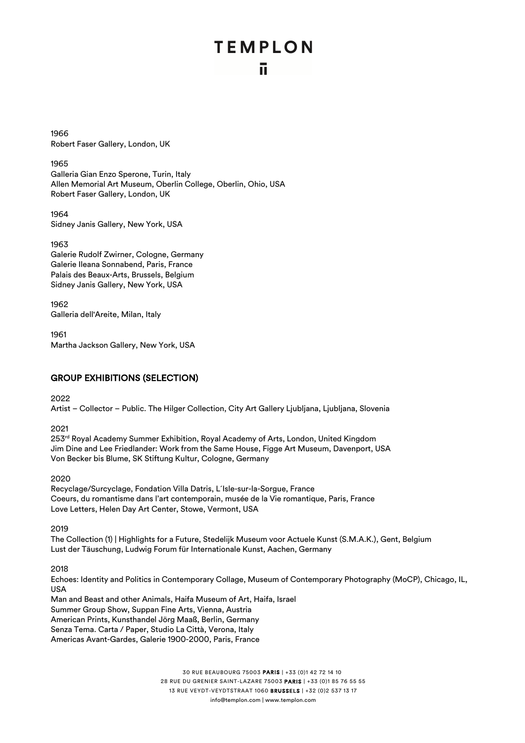1966
Robert Faser Gallery, London, UK

1965
Galleria Gian Enzo Sperone, Turin, Italy
Allen Memorial Art Museum, Oberlin College, Oberlin, Ohio, USA
Robert Faser Gallery, London, UK

1964
Sidney Janis Gallery, New York, USA

1963
Galerie Rudolf Zwirner, Cologne, Germany
Galerie Ileana Sonnabend, Paris, France
Palais des Beaux-Arts, Brussels, Belgium
Sidney Janis Gallery, New York, USA

1962
Galleria dell'Areite, Milan, Italy

1961
Martha Jackson Gallery, New York, USA

## GROUP EXHIBITIONS (SELECTION)

2022
Artist – Collector – Public. The Hilger Collection, City Art Gallery Ljubljana, Ljubljana, Slovenia

2021
253rd Royal Academy Summer Exhibition, Royal Academy of Arts, London, United Kingdom
Jim Dine and Lee Friedlander: Work from the Same House, Figge Art Museum, Davenport, USA
Von Becker bis Blume, SK Stiftung Kultur, Cologne, Germany

2020
Recyclage/Surcyclage, Fondation Villa Datris, L´Isle-sur-la-Sorgue, France
Coeurs, du romantisme dans l'art contemporain, musée de la Vie romantique, Paris, France
Love Letters, Helen Day Art Center, Stowe, Vermont, USA

2019
The Collection (1) | Highlights for a Future, Stedelijk Museum voor Actuele Kunst (S.M.A.K.), Gent, Belgium
Lust der Täuschung, Ludwig Forum für Internationale Kunst, Aachen, Germany

2018
Echoes: Identity and Politics in Contemporary Collage, Museum of Contemporary Photography (MoCP), Chicago, IL, USA
Man and Beast and other Animals, Haifa Museum of Art, Haifa, Israel
Summer Group Show, Suppan Fine Arts, Vienna, Austria
American Prints, Kunsthandel Jörg Maaß, Berlin, Germany
Senza Tema. Carta / Paper, Studio La Città, Verona, Italy
Americas Avant-Gardes, Galerie 1900-2000, Paris, France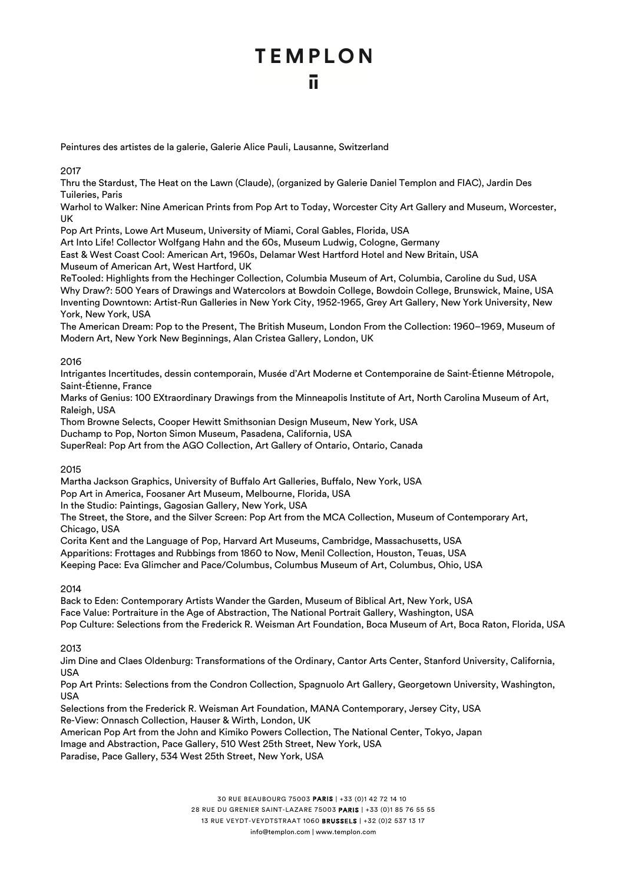Peintures des artistes de la galerie, Galerie Alice Pauli, Lausanne, Switzerland

2017

Thru the Stardust, The Heat on the Lawn (Claude), (organized by Galerie Daniel Templon and FIAC), Jardin Des Tuileries, Paris

Warhol to Walker: Nine American Prints from Pop Art to Today, Worcester City Art Gallery and Museum, Worcester, UK

Pop Art Prints, Lowe Art Museum, University of Miami, Coral Gables, Florida, USA

Art Into Life! Collector Wolfgang Hahn and the 60s, Museum Ludwig, Cologne, Germany

East & West Coast Cool: American Art, 1960s, Delamar West Hartford Hotel and New Britain, USA

Museum of American Art, West Hartford, UK

ReTooled: Highlights from the Hechinger Collection, Columbia Museum of Art, Columbia, Caroline du Sud, USA

Why Draw?: 500 Years of Drawings and Watercolors at Bowdoin College, Bowdoin College, Brunswick, Maine, USA

Inventing Downtown: Artist-Run Galleries in New York City, 1952-1965, Grey Art Gallery, New York University, New York, New York, USA

The American Dream: Pop to the Present, The British Museum, London From the Collection: 1960–1969, Museum of Modern Art, New York New Beginnings, Alan Cristea Gallery, London, UK

2016

Intrigantes Incertitudes, dessin contemporain, Musée d'Art Moderne et Contemporaine de Saint-Étienne Métropole, Saint-Étienne, France

Marks of Genius: 100 EXtraordinary Drawings from the Minneapolis Institute of Art, North Carolina Museum of Art, Raleigh, USA

Thom Browne Selects, Cooper Hewitt Smithsonian Design Museum, New York, USA

Duchamp to Pop, Norton Simon Museum, Pasadena, California, USA

SuperReal: Pop Art from the AGO Collection, Art Gallery of Ontario, Ontario, Canada

2015

Martha Jackson Graphics, University of Buffalo Art Galleries, Buffalo, New York, USA

Pop Art in America, Foosaner Art Museum, Melbourne, Florida, USA

In the Studio: Paintings, Gagosian Gallery, New York, USA

The Street, the Store, and the Silver Screen: Pop Art from the MCA Collection, Museum of Contemporary Art, Chicago, USA

Corita Kent and the Language of Pop, Harvard Art Museums, Cambridge, Massachusetts, USA

Apparitions: Frottages and Rubbings from 1860 to Now, Menil Collection, Houston, Teuas, USA

Keeping Pace: Eva Glimcher and Pace/Columbus, Columbus Museum of Art, Columbus, Ohio, USA

2014

Back to Eden: Contemporary Artists Wander the Garden, Museum of Biblical Art, New York, USA

Face Value: Portraiture in the Age of Abstraction, The National Portrait Gallery, Washington, USA

Pop Culture: Selections from the Frederick R. Weisman Art Foundation, Boca Museum of Art, Boca Raton, Florida, USA

2013

Jim Dine and Claes Oldenburg: Transformations of the Ordinary, Cantor Arts Center, Stanford University, California, USA

Pop Art Prints: Selections from the Condron Collection, Spagnuolo Art Gallery, Georgetown University, Washington, USA

Selections from the Frederick R. Weisman Art Foundation, MANA Contemporary, Jersey City, USA

Re-View: Onnasch Collection, Hauser & Wirth, London, UK

American Pop Art from the John and Kimiko Powers Collection, The National Center, Tokyo, Japan

Image and Abstraction, Pace Gallery, 510 West 25th Street, New York, USA

Paradise, Pace Gallery, 534 West 25th Street, New York, USA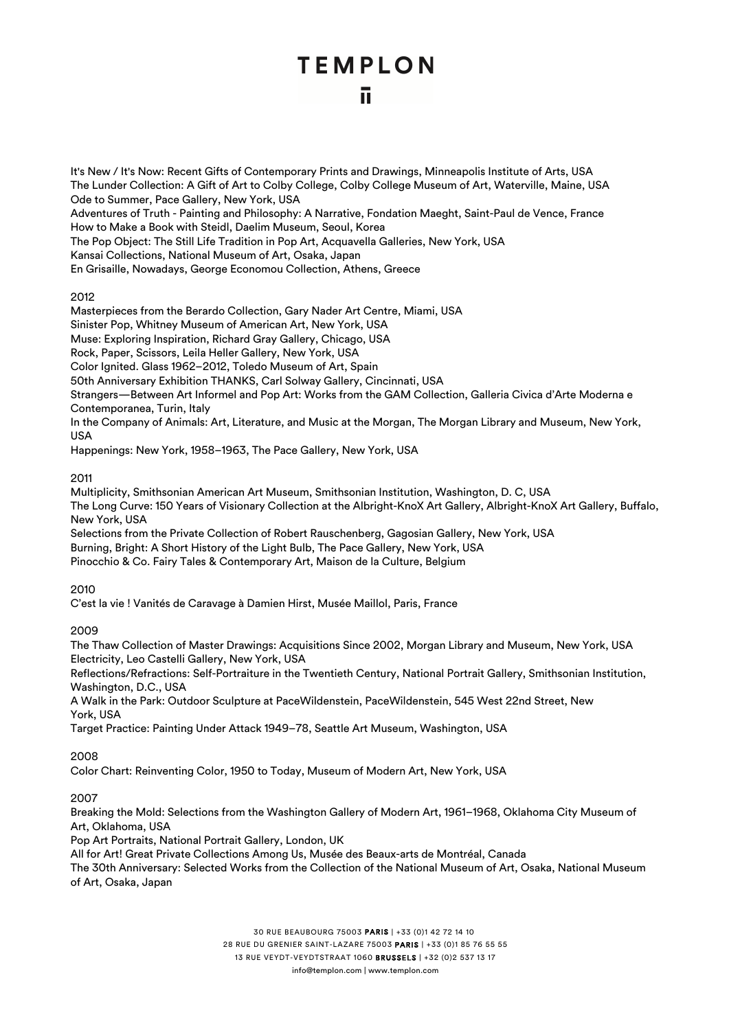It's New / It's Now: Recent Gifts of Contemporary Prints and Drawings, Minneapolis Institute of Arts, USA
The Lunder Collection: A Gift of Art to Colby College, Colby College Museum of Art, Waterville, Maine, USA
Ode to Summer, Pace Gallery, New York, USA
Adventures of Truth - Painting and Philosophy: A Narrative, Fondation Maeght, Saint-Paul de Vence, France
How to Make a Book with Steidl, Daelim Museum, Seoul, Korea
The Pop Object: The Still Life Tradition in Pop Art, Acquavella Galleries, New York, USA
Kansai Collections, National Museum of Art, Osaka, Japan
En Grisaille, Nowadays, George Economou Collection, Athens, Greece

2012
Masterpieces from the Berardo Collection, Gary Nader Art Centre, Miami, USA
Sinister Pop, Whitney Museum of American Art, New York, USA
Muse: Exploring Inspiration, Richard Gray Gallery, Chicago, USA
Rock, Paper, Scissors, Leila Heller Gallery, New York, USA
Color Ignited. Glass 1962–2012, Toledo Museum of Art, Spain
50th Anniversary Exhibition THANKS, Carl Solway Gallery, Cincinnati, USA
Strangers—Between Art Informel and Pop Art: Works from the GAM Collection, Galleria Civica d'Arte Moderna e Contemporanea, Turin, Italy
In the Company of Animals: Art, Literature, and Music at the Morgan, The Morgan Library and Museum, New York, USA
Happenings: New York, 1958–1963, The Pace Gallery, New York, USA

2011
Multiplicity, Smithsonian American Art Museum, Smithsonian Institution, Washington, D. C, USA
The Long Curve: 150 Years of Visionary Collection at the Albright-KnoX Art Gallery, Albright-KnoX Art Gallery, Buffalo, New York, USA
Selections from the Private Collection of Robert Rauschenberg, Gagosian Gallery, New York, USA
Burning, Bright: A Short History of the Light Bulb, The Pace Gallery, New York, USA
Pinocchio & Co. Fairy Tales & Contemporary Art, Maison de la Culture, Belgium

2010
C'est la vie ! Vanités de Caravage à Damien Hirst, Musée Maillol, Paris, France

2009
The Thaw Collection of Master Drawings: Acquisitions Since 2002, Morgan Library and Museum, New York, USA
Electricity, Leo Castelli Gallery, New York, USA
Reflections/Refractions: Self-Portraiture in the Twentieth Century, National Portrait Gallery, Smithsonian Institution, Washington, D.C., USA
A Walk in the Park: Outdoor Sculpture at PaceWildenstein, PaceWildenstein, 545 West 22nd Street, New York, USA
Target Practice: Painting Under Attack 1949–78, Seattle Art Museum, Washington, USA

2008
Color Chart: Reinventing Color, 1950 to Today, Museum of Modern Art, New York, USA

2007
Breaking the Mold: Selections from the Washington Gallery of Modern Art, 1961–1968, Oklahoma City Museum of Art, Oklahoma, USA
Pop Art Portraits, National Portrait Gallery, London, UK
All for Art! Great Private Collections Among Us, Musée des Beaux-arts de Montréal, Canada
The 30th Anniversary: Selected Works from the Collection of the National Museum of Art, Osaka, National Museum of Art, Osaka, Japan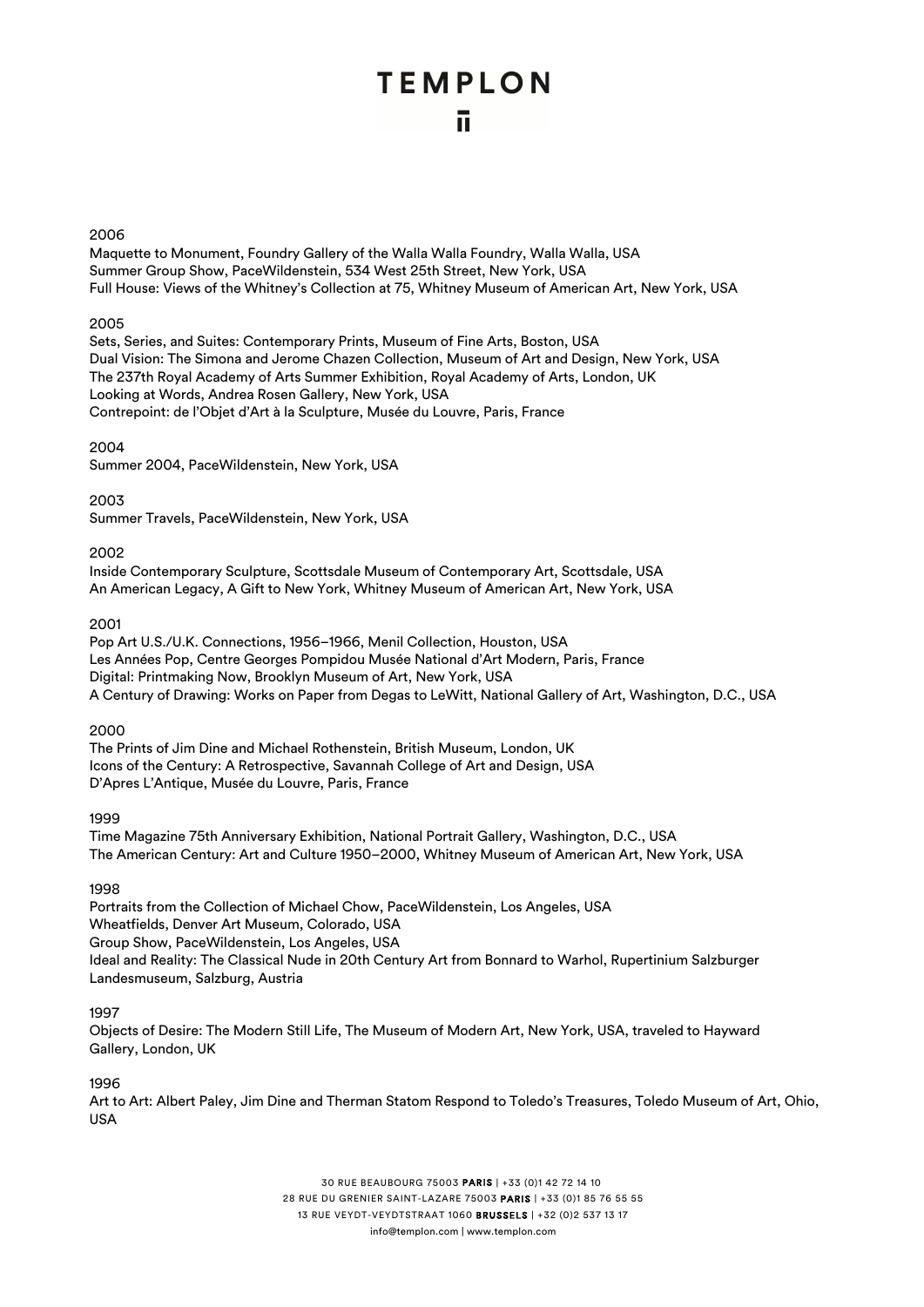2006

Maquette to Monument, Foundry Gallery of the Walla Walla Foundry, Walla Walla, USA
Summer Group Show, PaceWildenstein, 534 West 25th Street, New York, USA
Full House: Views of the Whitney's Collection at 75, Whitney Museum of American Art, New York, USA

2005

Sets, Series, and Suites: Contemporary Prints, Museum of Fine Arts, Boston, USA
Dual Vision: The Simona and Jerome Chazen Collection, Museum of Art and Design, New York, USA
The 237th Royal Academy of Arts Summer Exhibition, Royal Academy of Arts, London, UK
Looking at Words, Andrea Rosen Gallery, New York, USA
Contrepoint: de l'Objet d'Art à la Sculpture, Musée du Louvre, Paris, France

2004

Summer 2004, PaceWildenstein, New York, USA

2003

Summer Travels, PaceWildenstein, New York, USA

2002

Inside Contemporary Sculpture, Scottsdale Museum of Contemporary Art, Scottsdale, USA
An American Legacy, A Gift to New York, Whitney Museum of American Art, New York, USA

2001

Pop Art U.S./U.K. Connections, 1956–1966, Menil Collection, Houston, USA
Les Années Pop, Centre Georges Pompidou Musée National d'Art Modern, Paris, France
Digital: Printmaking Now, Brooklyn Museum of Art, New York, USA
A Century of Drawing: Works on Paper from Degas to LeWitt, National Gallery of Art, Washington, D.C., USA

2000

The Prints of Jim Dine and Michael Rothenstein, British Museum, London, UK
Icons of the Century: A Retrospective, Savannah College of Art and Design, USA
D'Apres L'Antique, Musée du Louvre, Paris, France

1999

Time Magazine 75th Anniversary Exhibition, National Portrait Gallery, Washington, D.C., USA
The American Century: Art and Culture 1950–2000, Whitney Museum of American Art, New York, USA

1998

Portraits from the Collection of Michael Chow, PaceWildenstein, Los Angeles, USA
Wheatfields, Denver Art Museum, Colorado, USA
Group Show, PaceWildenstein, Los Angeles, USA
Ideal and Reality: The Classical Nude in 20th Century Art from Bonnard to Warhol, Rupertinium Salzburger Landesmuseum, Salzburg, Austria

1997

Objects of Desire: The Modern Still Life, The Museum of Modern Art, New York, USA, traveled to Hayward Gallery, London, UK

1996

Art to Art: Albert Paley, Jim Dine and Therman Statom Respond to Toledo's Treasures, Toledo Museum of Art, Ohio, USA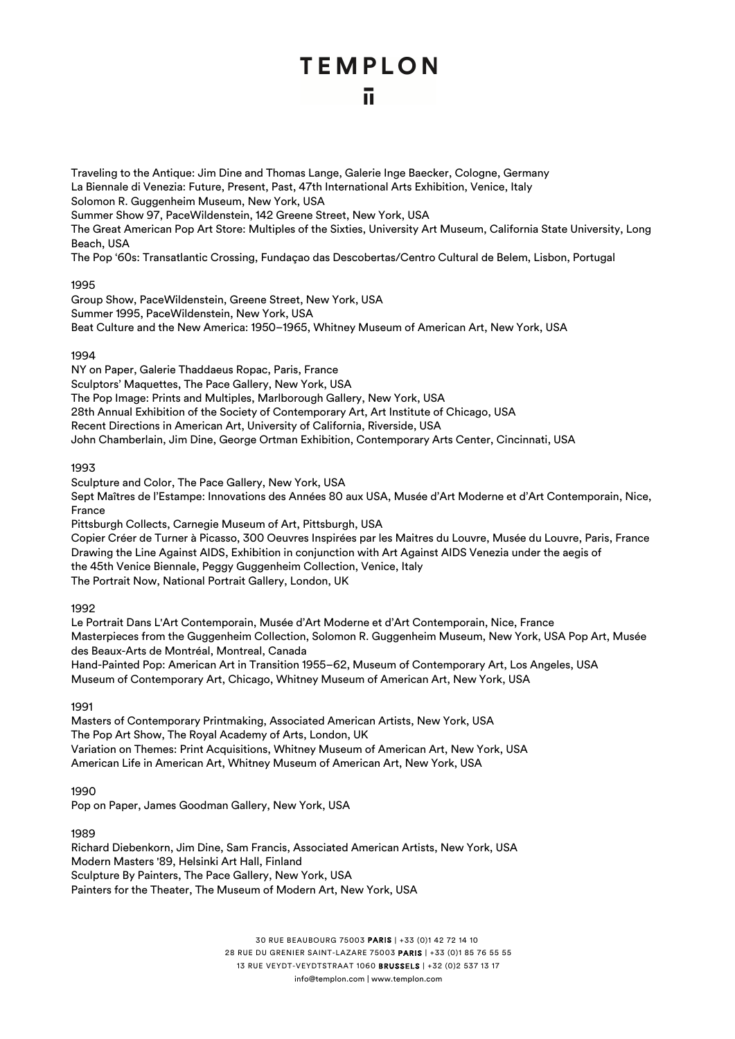Traveling to the Antique: Jim Dine and Thomas Lange, Galerie Inge Baecker, Cologne, Germany
La Biennale di Venezia: Future, Present, Past, 47th International Arts Exhibition, Venice, Italy
Solomon R. Guggenheim Museum, New York, USA
Summer Show 97, PaceWildenstein, 142 Greene Street, New York, USA
The Great American Pop Art Store: Multiples of the Sixties, University Art Museum, California State University, Long Beach, USA
The Pop '60s: Transatlantic Crossing, Fundaçao das Descobertas/Centro Cultural de Belem, Lisbon, Portugal

1995
Group Show, PaceWildenstein, Greene Street, New York, USA
Summer 1995, PaceWildenstein, New York, USA
Beat Culture and the New America: 1950–1965, Whitney Museum of American Art, New York, USA

1994
NY on Paper, Galerie Thaddaeus Ropac, Paris, France
Sculptors' Maquettes, The Pace Gallery, New York, USA
The Pop Image: Prints and Multiples, Marlborough Gallery, New York, USA
28th Annual Exhibition of the Society of Contemporary Art, Art Institute of Chicago, USA
Recent Directions in American Art, University of California, Riverside, USA
John Chamberlain, Jim Dine, George Ortman Exhibition, Contemporary Arts Center, Cincinnati, USA

1993
Sculpture and Color, The Pace Gallery, New York, USA
Sept Maîtres de l'Estampe: Innovations des Années 80 aux USA, Musée d'Art Moderne et d'Art Contemporain, Nice, France
Pittsburgh Collects, Carnegie Museum of Art, Pittsburgh, USA
Copier Créer de Turner à Picasso, 300 Oeuvres Inspirées par les Maitres du Louvre, Musée du Louvre, Paris, France
Drawing the Line Against AIDS, Exhibition in conjunction with Art Against AIDS Venezia under the aegis of the 45th Venice Biennale, Peggy Guggenheim Collection, Venice, Italy
The Portrait Now, National Portrait Gallery, London, UK

1992
Le Portrait Dans L'Art Contemporain, Musée d'Art Moderne et d'Art Contemporain, Nice, France
Masterpieces from the Guggenheim Collection, Solomon R. Guggenheim Museum, New York, USA Pop Art, Musée des Beaux-Arts de Montréal, Montreal, Canada
Hand-Painted Pop: American Art in Transition 1955–62, Museum of Contemporary Art, Los Angeles, USA
Museum of Contemporary Art, Chicago, Whitney Museum of American Art, New York, USA

1991
Masters of Contemporary Printmaking, Associated American Artists, New York, USA
The Pop Art Show, The Royal Academy of Arts, London, UK
Variation on Themes: Print Acquisitions, Whitney Museum of American Art, New York, USA
American Life in American Art, Whitney Museum of American Art, New York, USA

1990
Pop on Paper, James Goodman Gallery, New York, USA

1989
Richard Diebenkorn, Jim Dine, Sam Francis, Associated American Artists, New York, USA
Modern Masters '89, Helsinki Art Hall, Finland
Sculpture By Painters, The Pace Gallery, New York, USA
Painters for the Theater, The Museum of Modern Art, New York, USA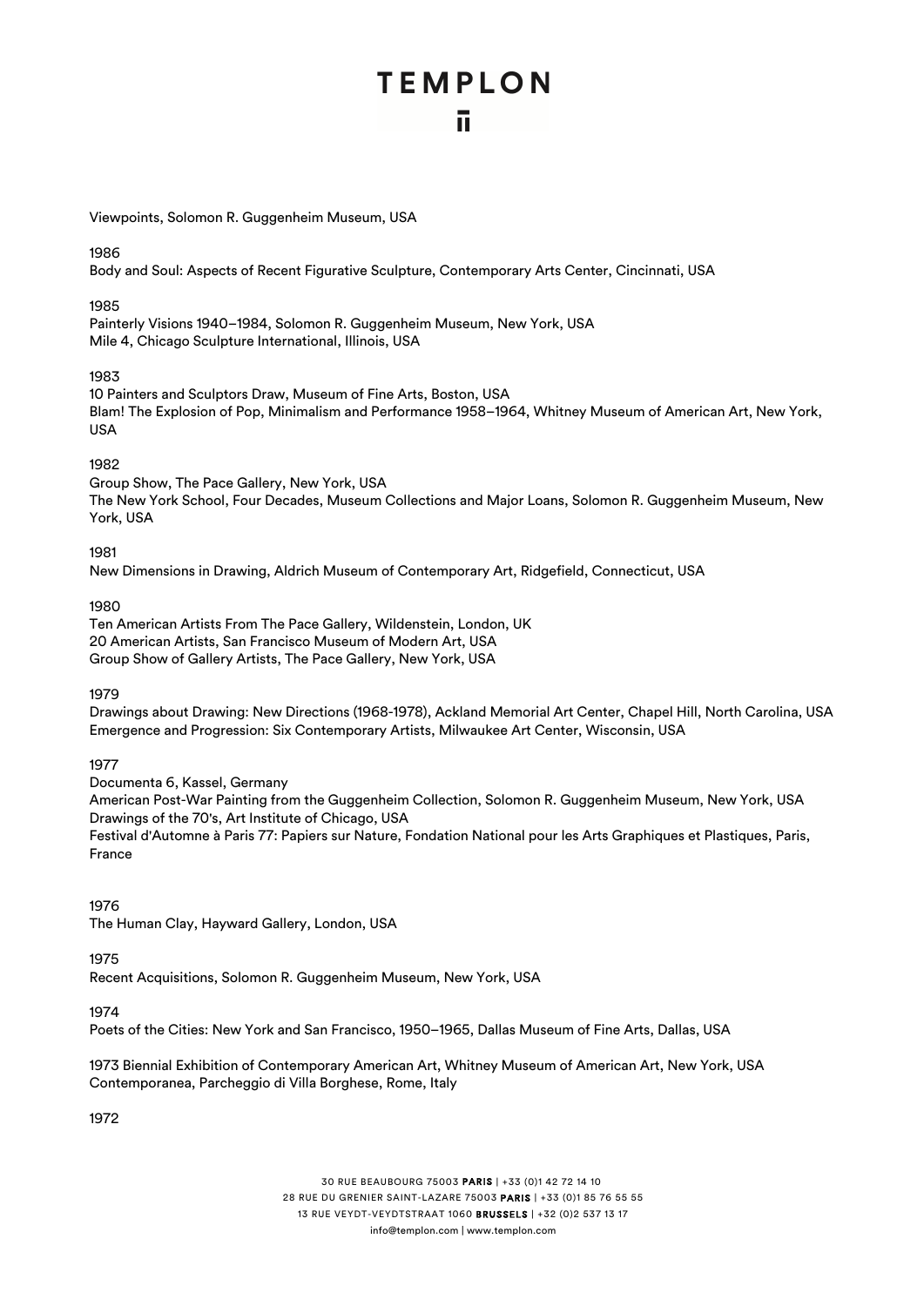Viewpoints, Solomon R. Guggenheim Museum, USA

1986
Body and Soul: Aspects of Recent Figurative Sculpture, Contemporary Arts Center, Cincinnati, USA

1985
Painterly Visions 1940–1984, Solomon R. Guggenheim Museum, New York, USA
Mile 4, Chicago Sculpture International, Illinois, USA

1983
10 Painters and Sculptors Draw, Museum of Fine Arts, Boston, USA
Blam! The Explosion of Pop, Minimalism and Performance 1958–1964, Whitney Museum of American Art, New York, USA

1982
Group Show, The Pace Gallery, New York, USA
The New York School, Four Decades, Museum Collections and Major Loans, Solomon R. Guggenheim Museum, New York, USA

1981
New Dimensions in Drawing, Aldrich Museum of Contemporary Art, Ridgefield, Connecticut, USA

1980
Ten American Artists From The Pace Gallery, Wildenstein, London, UK
20 American Artists, San Francisco Museum of Modern Art, USA
Group Show of Gallery Artists, The Pace Gallery, New York, USA

1979
Drawings about Drawing: New Directions (1968-1978), Ackland Memorial Art Center, Chapel Hill, North Carolina, USA
Emergence and Progression: Six Contemporary Artists, Milwaukee Art Center, Wisconsin, USA

1977
Documenta 6, Kassel, Germany
American Post-War Painting from the Guggenheim Collection, Solomon R. Guggenheim Museum, New York, USA
Drawings of the 70's, Art Institute of Chicago, USA
Festival d'Automne à Paris 77: Papiers sur Nature, Fondation National pour les Arts Graphiques et Plastiques, Paris, France

1976
The Human Clay, Hayward Gallery, London, USA

1975
Recent Acquisitions, Solomon R. Guggenheim Museum, New York, USA

1974
Poets of the Cities: New York and San Francisco, 1950–1965, Dallas Museum of Fine Arts, Dallas, USA

1973 Biennial Exhibition of Contemporary American Art, Whitney Museum of American Art, New York, USA
Contemporanea, Parcheggio di Villa Borghese, Rome, Italy

1972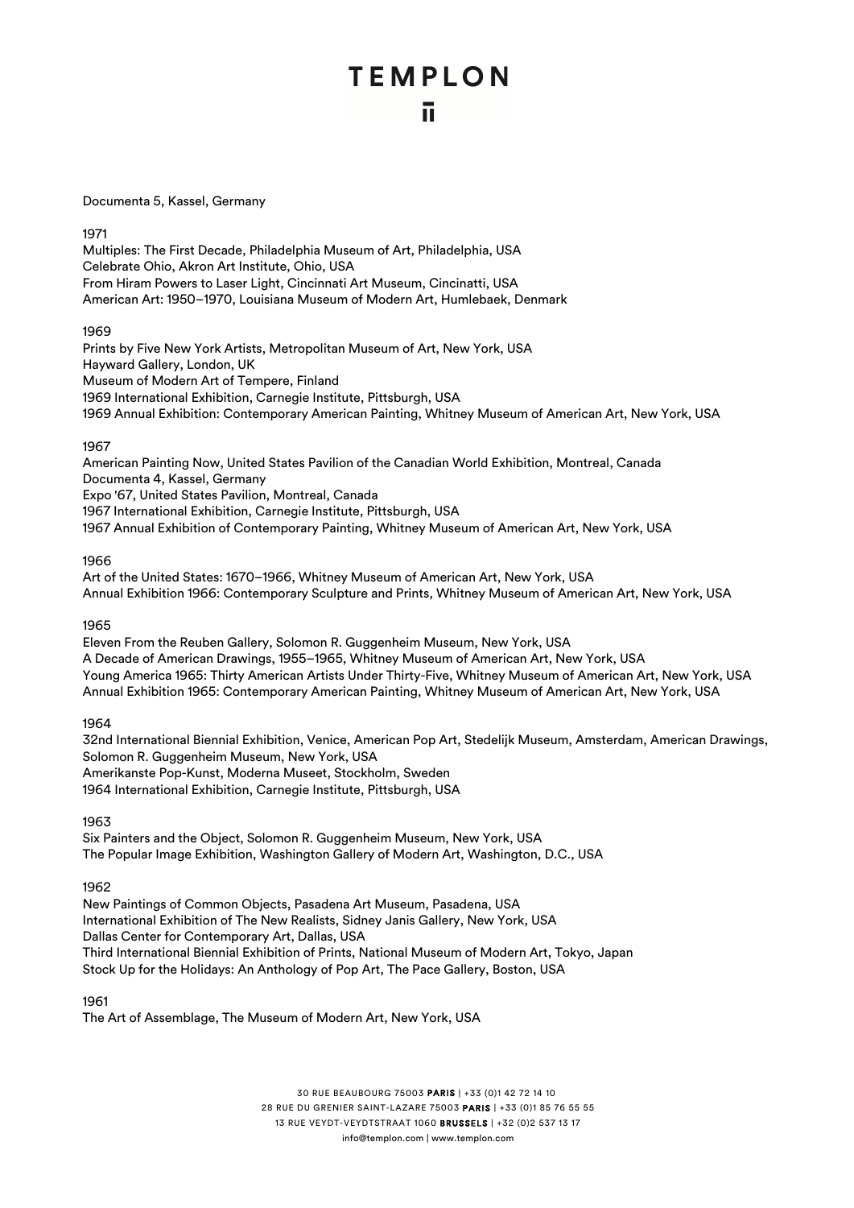Documenta 5, Kassel, Germany

1971
Multiples: The First Decade, Philadelphia Museum of Art, Philadelphia, USA
Celebrate Ohio, Akron Art Institute, Ohio, USA
From Hiram Powers to Laser Light, Cincinnati Art Museum, Cincinatti, USA
American Art: 1950–1970, Louisiana Museum of Modern Art, Humlebaek, Denmark

1969
Prints by Five New York Artists, Metropolitan Museum of Art, New York, USA
Hayward Gallery, London, UK
Museum of Modern Art of Tempere, Finland
1969 International Exhibition, Carnegie Institute, Pittsburgh, USA
1969 Annual Exhibition: Contemporary American Painting, Whitney Museum of American Art, New York, USA

1967
American Painting Now, United States Pavilion of the Canadian World Exhibition, Montreal, Canada
Documenta 4, Kassel, Germany
Expo '67, United States Pavilion, Montreal, Canada
1967 International Exhibition, Carnegie Institute, Pittsburgh, USA
1967 Annual Exhibition of Contemporary Painting, Whitney Museum of American Art, New York, USA

1966
Art of the United States: 1670–1966, Whitney Museum of American Art, New York, USA
Annual Exhibition 1966: Contemporary Sculpture and Prints, Whitney Museum of American Art, New York, USA

1965
Eleven From the Reuben Gallery, Solomon R. Guggenheim Museum, New York, USA
A Decade of American Drawings, 1955–1965, Whitney Museum of American Art, New York, USA
Young America 1965: Thirty American Artists Under Thirty-Five, Whitney Museum of American Art, New York, USA
Annual Exhibition 1965: Contemporary American Painting, Whitney Museum of American Art, New York, USA

1964
32nd International Biennial Exhibition, Venice, American Pop Art, Stedelijk Museum, Amsterdam, American Drawings, Solomon R. Guggenheim Museum, New York, USA
Amerikanste Pop-Kunst, Moderna Museet, Stockholm, Sweden
1964 International Exhibition, Carnegie Institute, Pittsburgh, USA

1963
Six Painters and the Object, Solomon R. Guggenheim Museum, New York, USA
The Popular Image Exhibition, Washington Gallery of Modern Art, Washington, D.C., USA

1962
New Paintings of Common Objects, Pasadena Art Museum, Pasadena, USA
International Exhibition of The New Realists, Sidney Janis Gallery, New York, USA
Dallas Center for Contemporary Art, Dallas, USA
Third International Biennial Exhibition of Prints, National Museum of Modern Art, Tokyo, Japan
Stock Up for the Holidays: An Anthology of Pop Art, The Pace Gallery, Boston, USA

1961
The Art of Assemblage, The Museum of Modern Art, New York, USA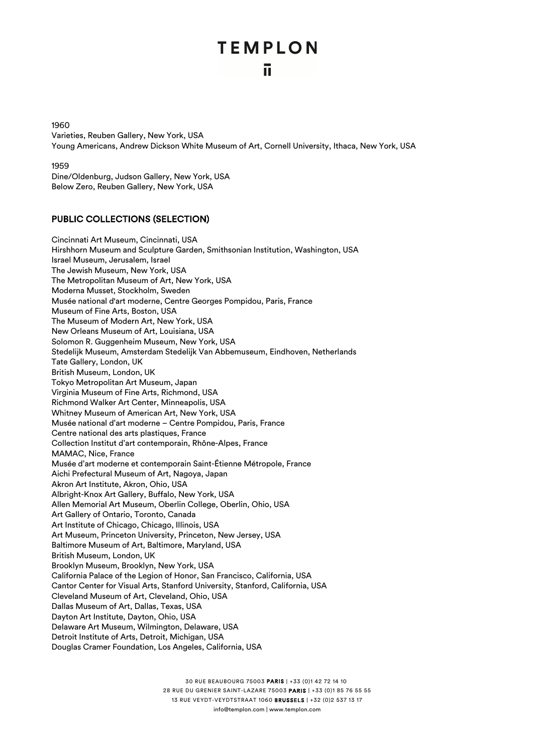1960

Varieties, Reuben Gallery, New York, USA
Young Americans, Andrew Dickson White Museum of Art, Cornell University, Ithaca, New York, USA

1959

Dine/Oldenburg, Judson Gallery, New York, USA
Below Zero, Reuben Gallery, New York, USA

## PUBLIC COLLECTIONS (SELECTION)

Cincinnati Art Museum, Cincinnati, USA
Hirshhorn Museum and Sculpture Garden, Smithsonian Institution, Washington, USA
Israel Museum, Jerusalem, Israel
The Jewish Museum, New York, USA
The Metropolitan Museum of Art, New York, USA
Moderna Musset, Stockholm, Sweden
Musée national d'art moderne, Centre Georges Pompidou, Paris, France
Museum of Fine Arts, Boston, USA
The Museum of Modern Art, New York, USA
New Orleans Museum of Art, Louisiana, USA
Solomon R. Guggenheim Museum, New York, USA
Stedelijk Museum, Amsterdam Stedelijk Van Abbemuseum, Eindhoven, Netherlands
Tate Gallery, London, UK
British Museum, London, UK
Tokyo Metropolitan Art Museum, Japan
Virginia Museum of Fine Arts, Richmond, USA
Richmond Walker Art Center, Minneapolis, USA
Whitney Museum of American Art, New York, USA
Musée national d'art moderne – Centre Pompidou, Paris, France
Centre national des arts plastiques, France
Collection Institut d'art contemporain, Rhône-Alpes, France
MAMAC, Nice, France
Musée d'art moderne et contemporain Saint-Étienne Métropole, France
Aichi Prefectural Museum of Art, Nagoya, Japan
Akron Art Institute, Akron, Ohio, USA
Albright-Knox Art Gallery, Buffalo, New York, USA
Allen Memorial Art Museum, Oberlin College, Oberlin, Ohio, USA
Art Gallery of Ontario, Toronto, Canada
Art Institute of Chicago, Chicago, Illinois, USA
Art Museum, Princeton University, Princeton, New Jersey, USA
Baltimore Museum of Art, Baltimore, Maryland, USA
British Museum, London, UK
Brooklyn Museum, Brooklyn, New York, USA
California Palace of the Legion of Honor, San Francisco, California, USA
Cantor Center for Visual Arts, Stanford University, Stanford, California, USA
Cleveland Museum of Art, Cleveland, Ohio, USA
Dallas Museum of Art, Dallas, Texas, USA
Dayton Art Institute, Dayton, Ohio, USA
Delaware Art Museum, Wilmington, Delaware, USA
Detroit Institute of Arts, Detroit, Michigan, USA
Douglas Cramer Foundation, Los Angeles, California, USA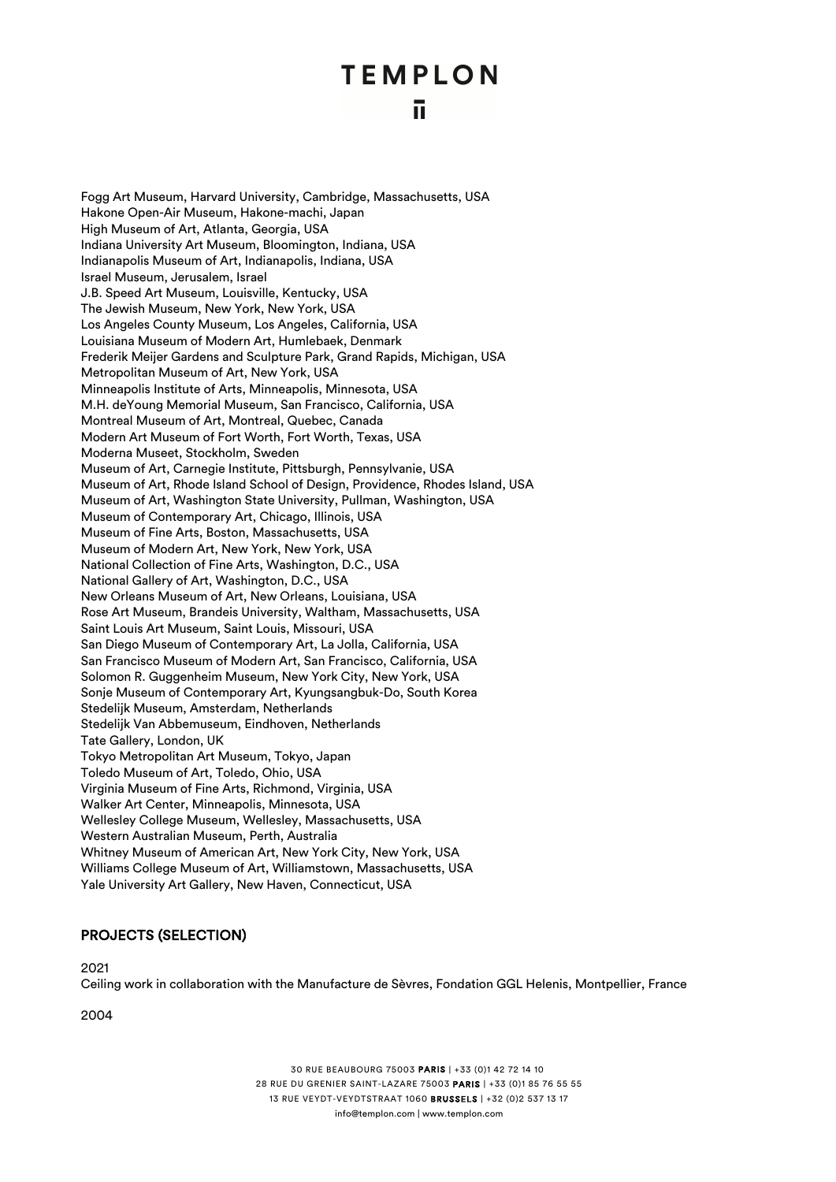Fogg Art Museum, Harvard University, Cambridge, Massachusetts, USA
Hakone Open-Air Museum, Hakone-machi, Japan
High Museum of Art, Atlanta, Georgia, USA
Indiana University Art Museum, Bloomington, Indiana, USA
Indianapolis Museum of Art, Indianapolis, Indiana, USA
Israel Museum, Jerusalem, Israel
J.B. Speed Art Museum, Louisville, Kentucky, USA
The Jewish Museum, New York, New York, USA
Los Angeles County Museum, Los Angeles, California, USA
Louisiana Museum of Modern Art, Humlebaek, Denmark
Frederik Meijer Gardens and Sculpture Park, Grand Rapids, Michigan, USA
Metropolitan Museum of Art, New York, USA
Minneapolis Institute of Arts, Minneapolis, Minnesota, USA
M.H. deYoung Memorial Museum, San Francisco, California, USA
Montreal Museum of Art, Montreal, Quebec, Canada
Modern Art Museum of Fort Worth, Fort Worth, Texas, USA
Moderna Museet, Stockholm, Sweden
Museum of Art, Carnegie Institute, Pittsburgh, Pennsylvanie, USA
Museum of Art, Rhode Island School of Design, Providence, Rhodes Island, USA
Museum of Art, Washington State University, Pullman, Washington, USA
Museum of Contemporary Art, Chicago, Illinois, USA
Museum of Fine Arts, Boston, Massachusetts, USA
Museum of Modern Art, New York, New York, USA
National Collection of Fine Arts, Washington, D.C., USA
National Gallery of Art, Washington, D.C., USA
New Orleans Museum of Art, New Orleans, Louisiana, USA
Rose Art Museum, Brandeis University, Waltham, Massachusetts, USA
Saint Louis Art Museum, Saint Louis, Missouri, USA
San Diego Museum of Contemporary Art, La Jolla, California, USA
San Francisco Museum of Modern Art, San Francisco, California, USA
Solomon R. Guggenheim Museum, New York City, New York, USA
Sonje Museum of Contemporary Art, Kyungsangbuk-Do, South Korea
Stedelijk Museum, Amsterdam, Netherlands
Stedelijk Van Abbemuseum, Eindhoven, Netherlands
Tate Gallery, London, UK
Tokyo Metropolitan Art Museum, Tokyo, Japan
Toledo Museum of Art, Toledo, Ohio, USA
Virginia Museum of Fine Arts, Richmond, Virginia, USA
Walker Art Center, Minneapolis, Minnesota, USA
Wellesley College Museum, Wellesley, Massachusetts, USA
Western Australian Museum, Perth, Australia
Whitney Museum of American Art, New York City, New York, USA
Williams College Museum of Art, Williamstown, Massachusetts, USA
Yale University Art Gallery, New Haven, Connecticut, USA

## PROJECTS (SELECTION)

2021
Ceiling work in collaboration with the Manufacture de Sèvres, Fondation GGL Helenis, Montpellier, France

2004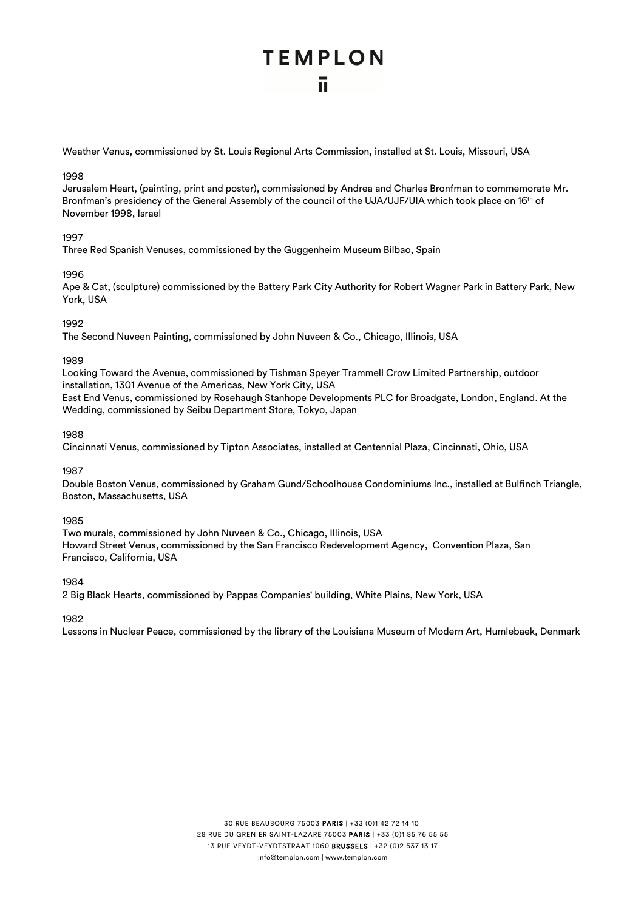Weather Venus, commissioned by St. Louis Regional Arts Commission, installed at St. Louis, Missouri, USA

1998

Jerusalem Heart, (painting, print and poster), commissioned by Andrea and Charles Bronfman to commemorate Mr. Bronfman's presidency of the General Assembly of the council of the UJA/UJF/UIA which took place on 16th of November 1998, Israel

1997

Three Red Spanish Venuses, commissioned by the Guggenheim Museum Bilbao, Spain

1996

Ape & Cat, (sculpture) commissioned by the Battery Park City Authority for Robert Wagner Park in Battery Park, New York, USA

1992

The Second Nuveen Painting, commissioned by John Nuveen & Co., Chicago, Illinois, USA

1989

Looking Toward the Avenue, commissioned by Tishman Speyer Trammell Crow Limited Partnership, outdoor installation, 1301 Avenue of the Americas, New York City, USA

East End Venus, commissioned by Rosehaugh Stanhope Developments PLC for Broadgate, London, England. At the Wedding, commissioned by Seibu Department Store, Tokyo, Japan

1988

Cincinnati Venus, commissioned by Tipton Associates, installed at Centennial Plaza, Cincinnati, Ohio, USA

1987

Double Boston Venus, commissioned by Graham Gund/Schoolhouse Condominiums Inc., installed at Bulfinch Triangle, Boston, Massachusetts, USA

1985

Two murals, commissioned by John Nuveen & Co., Chicago, Illinois, USA

Howard Street Venus, commissioned by the San Francisco Redevelopment Agency, Convention Plaza, San Francisco, California, USA

1984

2 Big Black Hearts, commissioned by Pappas Companies' building, White Plains, New York, USA

1982

Lessons in Nuclear Peace, commissioned by the library of the Louisiana Museum of Modern Art, Humlebaek, Denmark